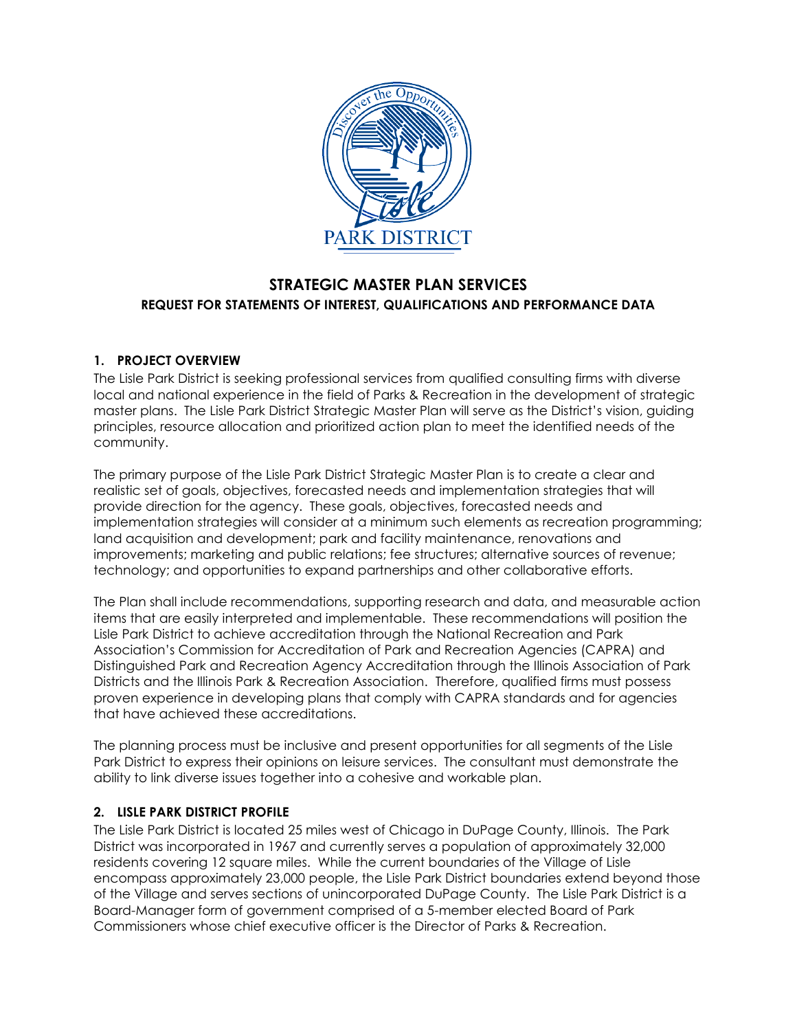# STRATEGIC MASTER PLAN SERVICES

## REQUEST FOR STATEMENTS OF INTEREST, QUALIFICATIONS AND PERFORMANCE DATA

### 1. PROJECT OVERVIEW

The Lisle Park District is seeking professional services from qualified consulting firms with diverse local and national experience in the field of Parks & Recreation in the development of strategic master plans. The Lisle Park District Strategic Master Plan will serve as the District's vision, guiding principles, resource allocation and prioritized action plan to meet the identified needs of the community.

The primary purpose of the Lisle Park District Strategic Master Plan is to create a clear and realistic set of goals, objectives, forecasted needs and implementation strategies that will provide direction for the agency. These goals, objectives, forecasted needs and implementation strategies will consider at a minimum such elements as recreation programming; land acquisition and development; park and facility maintenance, renovations and improvements; marketing and public relations; fee structures; alternative sources of revenue; technology; and opportunities to expand partnerships and other collaborative efforts.

The Plan shall include recommendations, supporting research and data, and measurable action items that are easily interpreted and implementable. These recommendations will position the Lisle Park District to achieve accreditation through the National Recreation and Park Association's Commission for Accreditation of Park and Recreation Agencies (CAPRA) and Distinguished Park and Recreation Agency Accreditation through the Illinois Association of Park Districts and the Illinois Park & Recreation Association. Therefore, qualified firms must possess proven experience in developing plans that comply with CAPRA standards and for agencies that have achieved these accreditations.

The planning process must be inclusive and present opportunities for all segments of the Lisle Park District to express their opinions on leisure services. The consultant must demonstrate the ability to link diverse issues together into a cohesive and workable plan.

### 2. LISLE PARK DISTRICT PROFILE

The Lisle Park District is located 25 miles west of Chicago in DuPage County, Illinois. The Park District was incorporated in 1967 and currently serves a population of approximately 32,000 residents covering 12 square miles. While the current boundaries of the Village of Lisle encompass approximately 23,000 people, the Lisle Park District boundaries extend beyond those of the Village and serves sections of unincorporated DuPage County. The Lisle Park District is a Board-Manager form of government comprised of a 5-member elected Board of Park Commissioners whose chief executive officer is the Director of Parks & Recreation.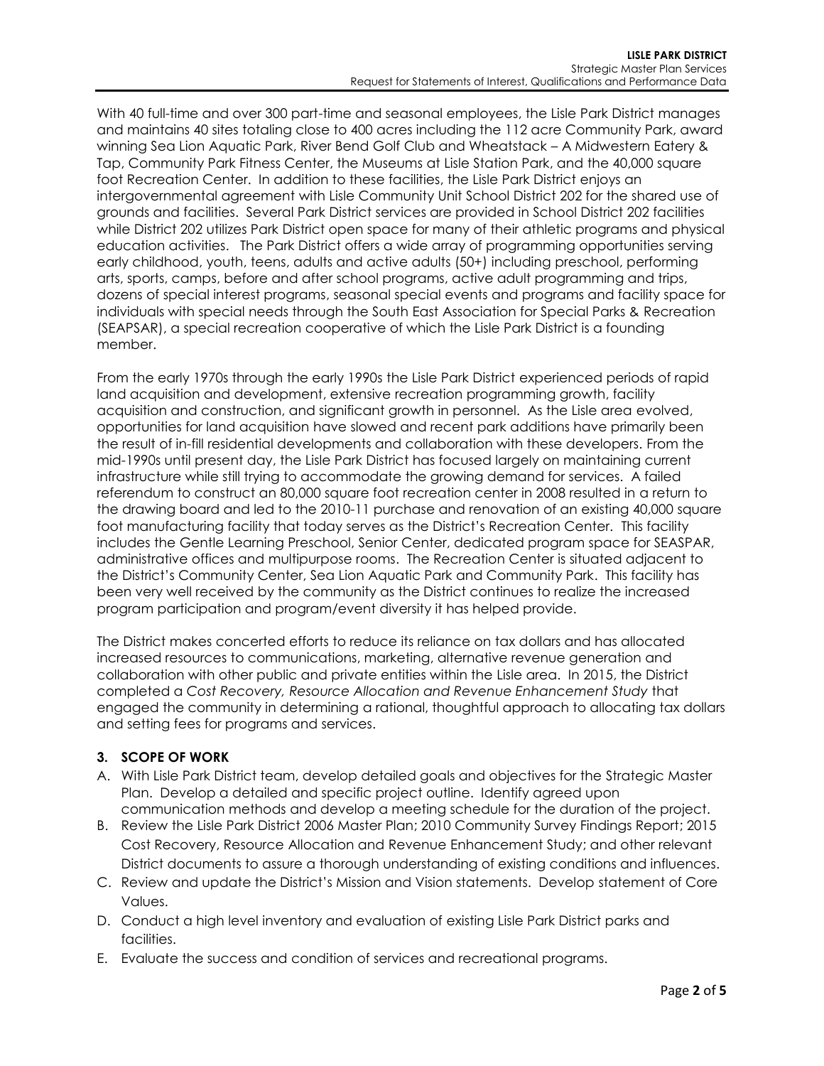With 40 full-time and over 300 part-time and seasonal employees, the Lisle Park District manages and maintains 40 sites totaling close to 400 acres including the 112 acre Community Park, award winning Sea Lion Aquatic Park, River Bend Golf Club and Wheatstack – A Midwestern Eatery & Tap, Community Park Fitness Center, the Museums at Lisle Station Park, and the 40,000 square foot Recreation Center. In addition to these facilities, the Lisle Park District enjoys an intergovernmental agreement with Lisle Community Unit School District 202 for the shared use of grounds and facilities. Several Park District services are provided in School District 202 facilities while District 202 utilizes Park District open space for many of their athletic programs and physical education activities. The Park District offers a wide array of programming opportunities serving early childhood, youth, teens, adults and active adults (50+) including preschool, performing arts, sports, camps, before and after school programs, active adult programming and trips, dozens of special interest programs, seasonal special events and programs and facility space for individuals with special needs through the South East Association for Special Parks & Recreation (SEAPSAR), a special recreation cooperative of which the Lisle Park District is a founding member.

From the early 1970s through the early 1990s the Lisle Park District experienced periods of rapid land acquisition and development, extensive recreation programming growth, facility acquisition and construction, and significant growth in personnel. As the Lisle area evolved, opportunities for land acquisition have slowed and recent park additions have primarily been the result of in-fill residential developments and collaboration with these developers. From the mid-1990s until present day, the Lisle Park District has focused largely on maintaining current infrastructure while still trying to accommodate the growing demand for services. A failed referendum to construct an 80,000 square foot recreation center in 2008 resulted in a return to the drawing board and led to the 2010-11 purchase and renovation of an existing 40,000 square foot manufacturing facility that today serves as the District's Recreation Center. This facility includes the Gentle Learning Preschool, Senior Center, dedicated program space for SEASPAR, administrative offices and multipurpose rooms. The Recreation Center is situated adjacent to the District's Community Center, Sea Lion Aquatic Park and Community Park. This facility has been very well received by the community as the District continues to realize the increased program participation and program/event diversity it has helped provide.

The District makes concerted efforts to reduce its reliance on tax dollars and has allocated increased resources to communications, marketing, alternative revenue generation and collaboration with other public and private entities within the Lisle area. In 2015, the District completed a *Cost Recovery, Resource Allocation and Revenue Enhancement Study* that engaged the community in determining a rational, thoughtful approach to allocating tax dollars and setting fees for programs and services.

### 3. SCOPE OF WORK

A. With Lisle Park District team, develop detailed goals and objectives for the Strategic Master Plan. Develop a detailed and specific project outline. Identify agreed upon communication methods and develop a meeting schedule for the duration of the project.

B. Review the Lisle Park District 2006 Master Plan; 2010 Community Survey Findings Report; 2015 Cost Recovery, Resource Allocation and Revenue Enhancement Study; and other relevant District documents to assure a thorough understanding of existing conditions and influences.

C. Review and update the District's Mission and Vision statements. Develop statement of Core Values.

D. Conduct a high level inventory and evaluation of existing Lisle Park District parks and facilities.

E. Evaluate the success and condition of services and recreational programs.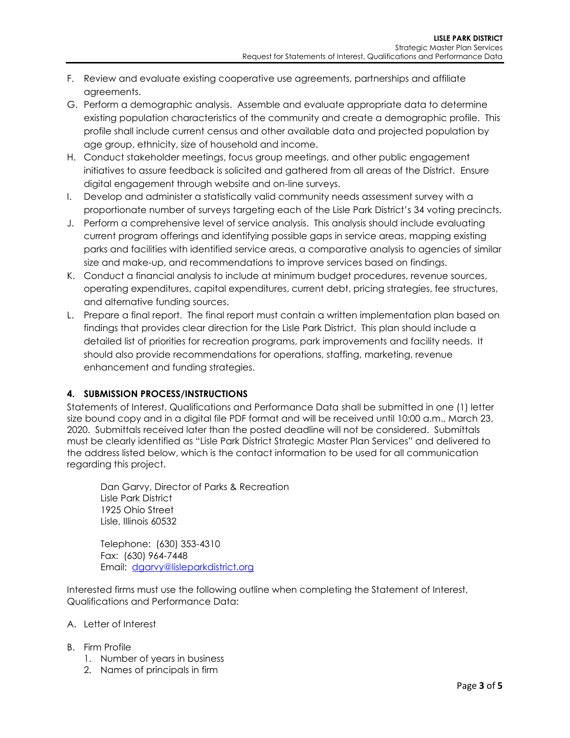F. Review and evaluate existing cooperative use agreements, partnerships and affiliate agreements.
G. Perform a demographic analysis. Assemble and evaluate appropriate data to determine existing population characteristics of the community and create a demographic profile. This profile shall include current census and other available data and projected population by age group, ethnicity, size of household and income.
H. Conduct stakeholder meetings, focus group meetings, and other public engagement initiatives to assure feedback is solicited and gathered from all areas of the District. Ensure digital engagement through website and on-line surveys.
I. Develop and administer a statistically valid community needs assessment survey with a proportionate number of surveys targeting each of the Lisle Park District's 34 voting precincts.
J. Perform a comprehensive level of service analysis. This analysis should include evaluating current program offerings and identifying possible gaps in service areas, mapping existing parks and facilities with identified service areas, a comparative analysis to agencies of similar size and make-up, and recommendations to improve services based on findings.
K. Conduct a financial analysis to include at minimum budget procedures, revenue sources, operating expenditures, capital expenditures, current debt, pricing strategies, fee structures, and alternative funding sources.
L. Prepare a final report. The final report must contain a written implementation plan based on findings that provides clear direction for the Lisle Park District. This plan should include a detailed list of priorities for recreation programs, park improvements and facility needs. It should also provide recommendations for operations, staffing, marketing, revenue enhancement and funding strategies.

## 4. SUBMISSION PROCESS/INSTRUCTIONS

Statements of Interest, Qualifications and Performance Data shall be submitted in one (1) letter size bound copy and in a digital file PDF format and will be received until 10:00 a.m., March 23, 2020. Submittals received later than the posted deadline will not be considered. Submittals must be clearly identified as "Lisle Park District Strategic Master Plan Services" and delivered to the address listed below, which is the contact information to be used for all communication regarding this project.

> Dan Garvy, Director of Parks & Recreation
> Lisle Park District
> 1925 Ohio Street
> Lisle, Illinois 60532
>
> Telephone: (630) 353-4310
> Fax: (630) 964-7448
> Email: dgarvy@lisleparkdistrict.org

Interested firms must use the following outline when completing the Statement of Interest, Qualifications and Performance Data:

A. Letter of Interest

B. Firm Profile
   1. Number of years in business
   2. Names of principals in firm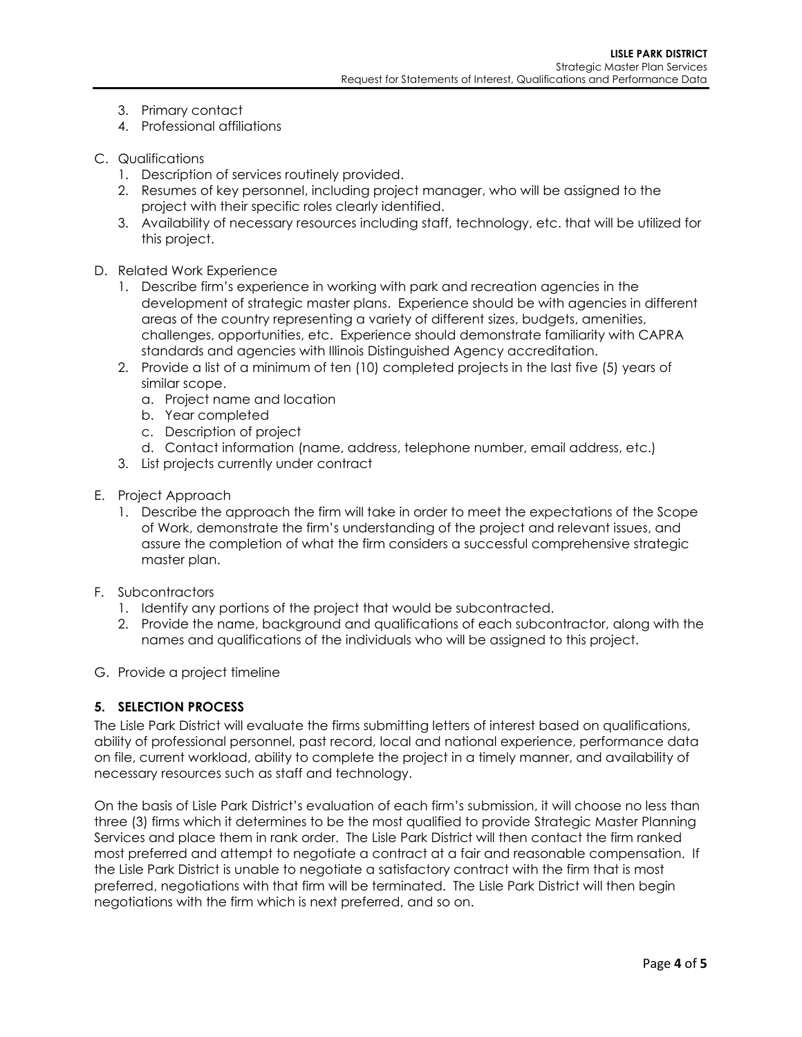3. Primary contact
4. Professional affiliations

C. Qualifications
   1. Description of services routinely provided.
   2. Resumes of key personnel, including project manager, who will be assigned to the project with their specific roles clearly identified.
   3. Availability of necessary resources including staff, technology, etc. that will be utilized for this project.

D. Related Work Experience
   1. Describe firm's experience in working with park and recreation agencies in the development of strategic master plans. Experience should be with agencies in different areas of the country representing a variety of different sizes, budgets, amenities, challenges, opportunities, etc. Experience should demonstrate familiarity with CAPRA standards and agencies with Illinois Distinguished Agency accreditation.
   2. Provide a list of a minimum of ten (10) completed projects in the last five (5) years of similar scope.
      a. Project name and location
      b. Year completed
      c. Description of project
      d. Contact information (name, address, telephone number, email address, etc.)
   3. List projects currently under contract

E. Project Approach
   1. Describe the approach the firm will take in order to meet the expectations of the Scope of Work, demonstrate the firm's understanding of the project and relevant issues, and assure the completion of what the firm considers a successful comprehensive strategic master plan.

F. Subcontractors
   1. Identify any portions of the project that would be subcontracted.
   2. Provide the name, background and qualifications of each subcontractor, along with the names and qualifications of the individuals who will be assigned to this project.

G. Provide a project timeline

## 5. SELECTION PROCESS

The Lisle Park District will evaluate the firms submitting letters of interest based on qualifications, ability of professional personnel, past record, local and national experience, performance data on file, current workload, ability to complete the project in a timely manner, and availability of necessary resources such as staff and technology.

On the basis of Lisle Park District's evaluation of each firm's submission, it will choose no less than three (3) firms which it determines to be the most qualified to provide Strategic Master Planning Services and place them in rank order. The Lisle Park District will then contact the firm ranked most preferred and attempt to negotiate a contract at a fair and reasonable compensation. If the Lisle Park District is unable to negotiate a satisfactory contract with the firm that is most preferred, negotiations with that firm will be terminated. The Lisle Park District will then begin negotiations with the firm which is next preferred, and so on.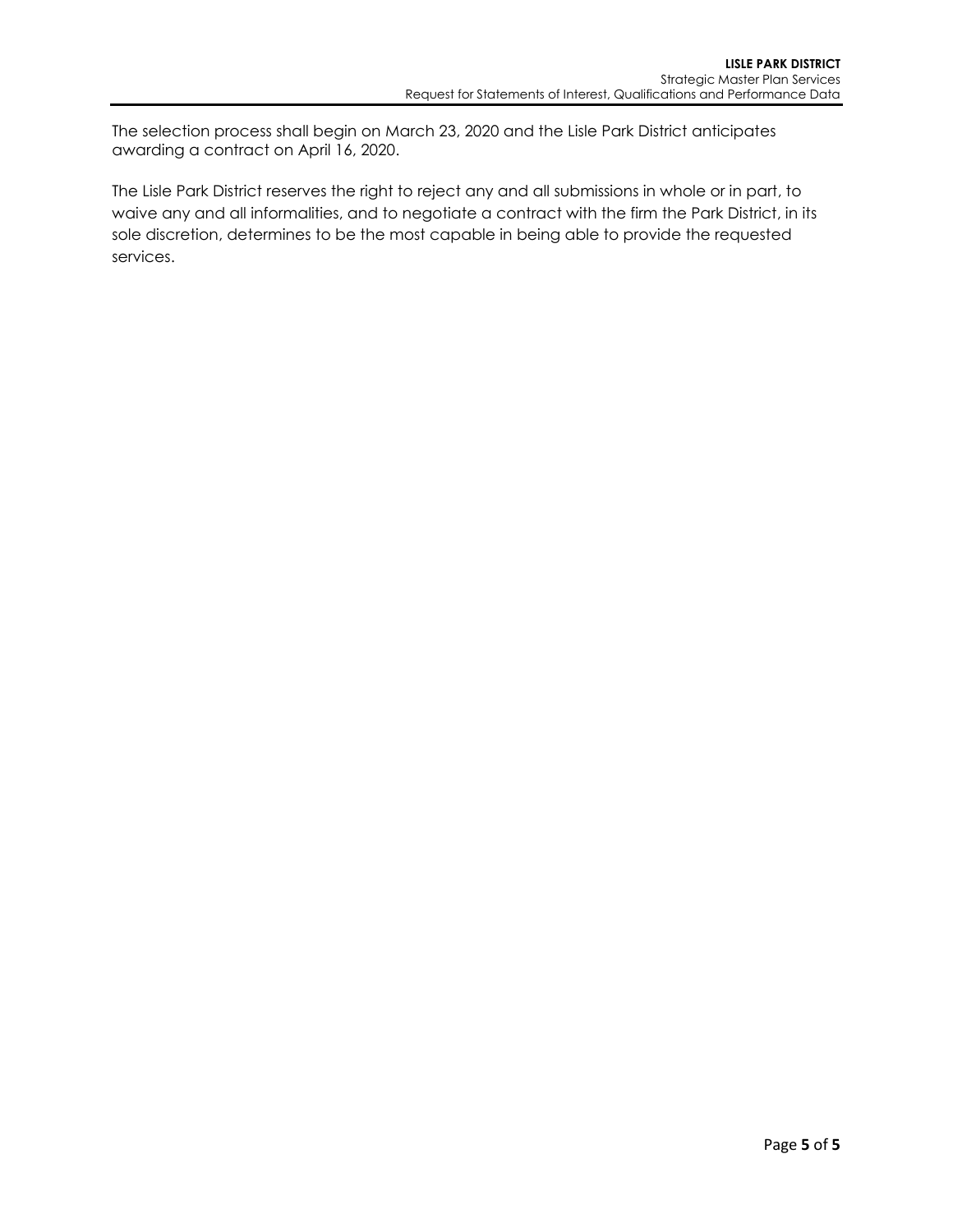The selection process shall begin on March 23, 2020 and the Lisle Park District anticipates awarding a contract on April 16, 2020.

The Lisle Park District reserves the right to reject any and all submissions in whole or in part, to waive any and all informalities, and to negotiate a contract with the firm the Park District, in its sole discretion, determines to be the most capable in being able to provide the requested services.